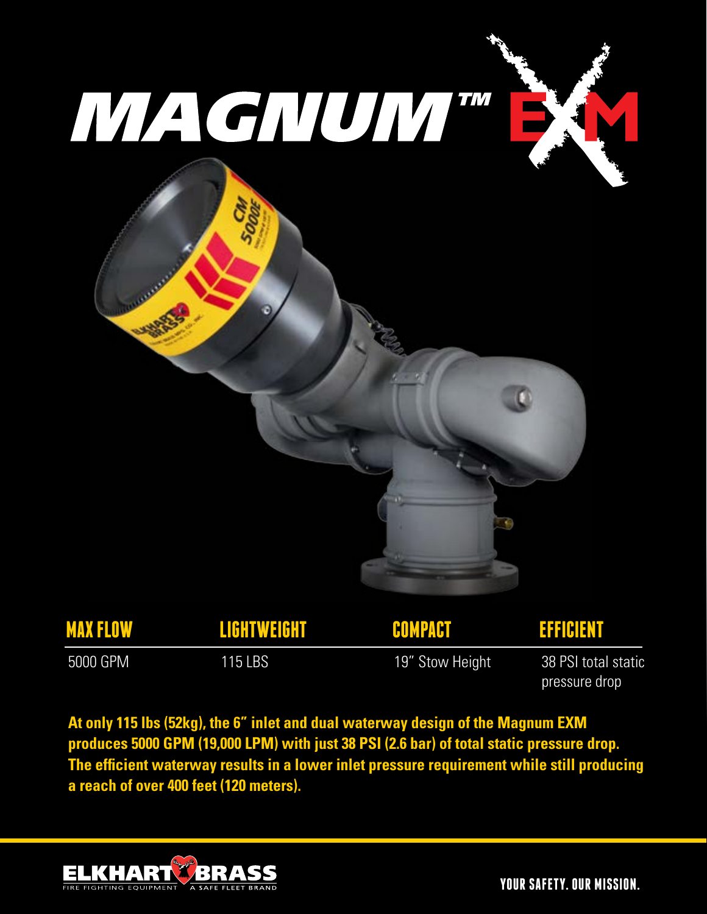# MAGNUM™ EXM

| MAX FLOW | LIGHTWEIGHT | COMPACT | EFFICIENT |
|---|---|---|---|
| 5000 GPM | 115 LBS | 19" Stow Height | 38 PSI total static pressure drop |

**At only 115 lbs (52kg), the 6" inlet and dual waterway design of the Magnum EXM produces 5000 GPM (19,000 LPM) with just 38 PSI (2.6 bar) of total static pressure drop. The efficient waterway results in a lower inlet pressure requirement while still producing a reach of over 400 feet (120 meters).**

ELKHART BRASS
FIRE FIGHTING EQUIPMENT · A SAFE FLEET BRAND

YOUR SAFETY. OUR MISSION.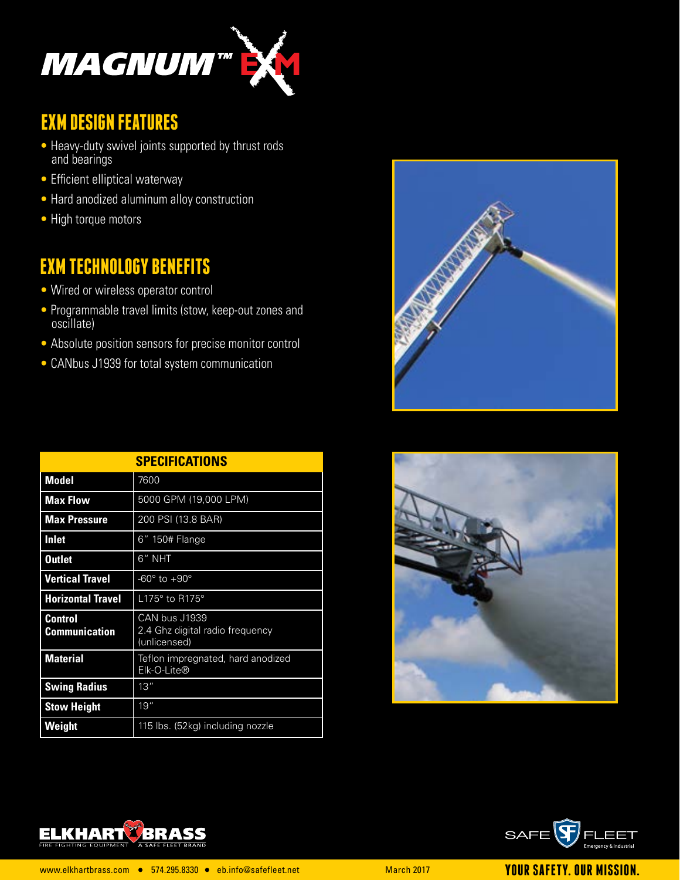# MAGNUM™ EXM

## EXM DESIGN FEATURES

- Heavy-duty swivel joints supported by thrust rods and bearings
- Efficient elliptical waterway
- Hard anodized aluminum alloy construction
- High torque motors

## EXM TECHNOLOGY BENEFITS

- Wired or wireless operator control
- Programmable travel limits (stow, keep-out zones and oscillate)
- Absolute position sensors for precise monitor control
- CANbus J1939 for total system communication

| SPECIFICATIONS | |
|---|---|
| **Model** | 7600 |
| **Max Flow** | 5000 GPM (19,000 LPM) |
| **Max Pressure** | 200 PSI (13.8 BAR) |
| **Inlet** | 6″ 150# Flange |
| **Outlet** | 6″ NHT |
| **Vertical Travel** | -60° to +90° |
| **Horizontal Travel** | L175° to R175° |
| **Control Communication** | CAN bus J1939<br>2.4 Ghz digital radio frequency (unlicensed) |
| **Material** | Teflon impregnated, hard anodized Elk-O-Lite® |
| **Swing Radius** | 13″ |
| **Stow Height** | 19″ |
| **Weight** | 115 lbs. (52kg) including nozzle |

ELKHART BRASS — FIRE FIGHTING EQUIPMENT — A SAFE FLEET BRAND

SAFE FLEET — Emergency & Industrial

www.elkhartbrass.com • 574.295.8330 • eb.info@safefleet.net

March 2017

YOUR SAFETY. OUR MISSION.